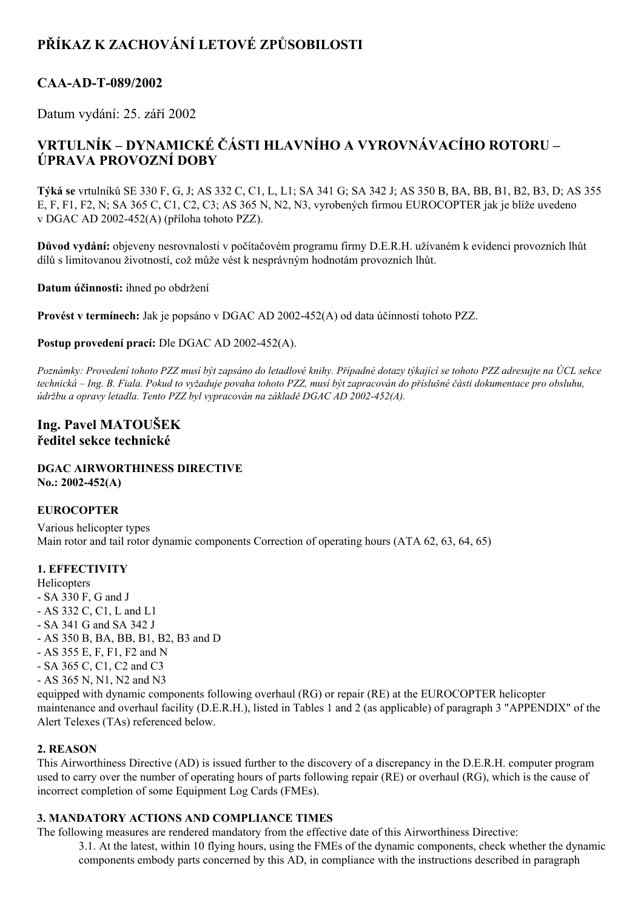# PŘÍKAZ K ZACHOVÁNÍ LETOVÉ ZPŮSOBILOSTI

## CAA-AD-T-089/2002

Datum vydání: 25. září 2002

## VRTULNÍK – DYNAMICKÉ ČÁSTI HLAVNÍHO A VYROVNÁVACÍHO ROTORU – ÚPRAVA PROVOZNÍ DOBY

**Týká se** vrtulníků SE 330 F, G, J; AS 332 C, C1, L, L1; SA 341 G; SA 342 J; AS 350 B, BA, BB, B1, B2, B3, D; AS 355 E, F, F1, F2, N; SA 365 C, C1, C2, C3; AS 365 N, N2, N3, vyrobených firmou EUROCOPTER jak je blíže uvedeno v DGAC AD 2002-452(A) (příloha tohoto PZZ).

**Důvod vydání:** objeveny nesrovnalosti v počítačovém programu firmy D.E.R.H. užívaném k evidenci provozních lhůt dílů s limitovanou životností, což může vést k nesprávným hodnotám provozních lhůt.

**Datum účinnosti:** ihned po obdržení

**Provést v termínech:** Jak je popsáno v DGAC AD 2002-452(A) od data účinnosti tohoto PZZ.

**Postup provedení prací:** Dle DGAC AD 2002-452(A).

*Poznámky: Provedení tohoto PZZ musí být zapsáno do letadlové knihy. Případné dotazy týkající se tohoto PZZ adresujte na ÚCL sekce technická – Ing. B. Fiala. Pokud to vyžaduje povaha tohoto PZZ, musí být zapracován do příslušné části dokumentace pro obsluhu, údržbu a opravy letadla. Tento PZZ byl vypracován na základě DGAC AD 2002-452(A).*

## Ing. Pavel MATOUŠEK
## ředitel sekce technické

**DGAC AIRWORTHINESS DIRECTIVE**
**No.: 2002-452(A)**

**EUROCOPTER**

Various helicopter types
Main rotor and tail rotor dynamic components Correction of operating hours (ATA 62, 63, 64, 65)

**1. EFFECTIVITY**

Helicopters
- SA 330 F, G and J
- AS 332 C, C1, L and L1
- SA 341 G and SA 342 J
- AS 350 B, BA, BB, B1, B2, B3 and D
- AS 355 E, F, F1, F2 and N
- SA 365 C, C1, C2 and C3
- AS 365 N, N1, N2 and N3

equipped with dynamic components following overhaul (RG) or repair (RE) at the EUROCOPTER helicopter maintenance and overhaul facility (D.E.R.H.), listed in Tables 1 and 2 (as applicable) of paragraph 3 "APPENDIX" of the Alert Telexes (TAs) referenced below.

**2. REASON**

This Airworthiness Directive (AD) is issued further to the discovery of a discrepancy in the D.E.R.H. computer program used to carry over the number of operating hours of parts following repair (RE) or overhaul (RG), which is the cause of incorrect completion of some Equipment Log Cards (FMEs).

**3. MANDATORY ACTIONS AND COMPLIANCE TIMES**

The following measures are rendered mandatory from the effective date of this Airworthiness Directive:

3.1. At the latest, within 10 flying hours, using the FMEs of the dynamic components, check whether the dynamic components embody parts concerned by this AD, in compliance with the instructions described in paragraph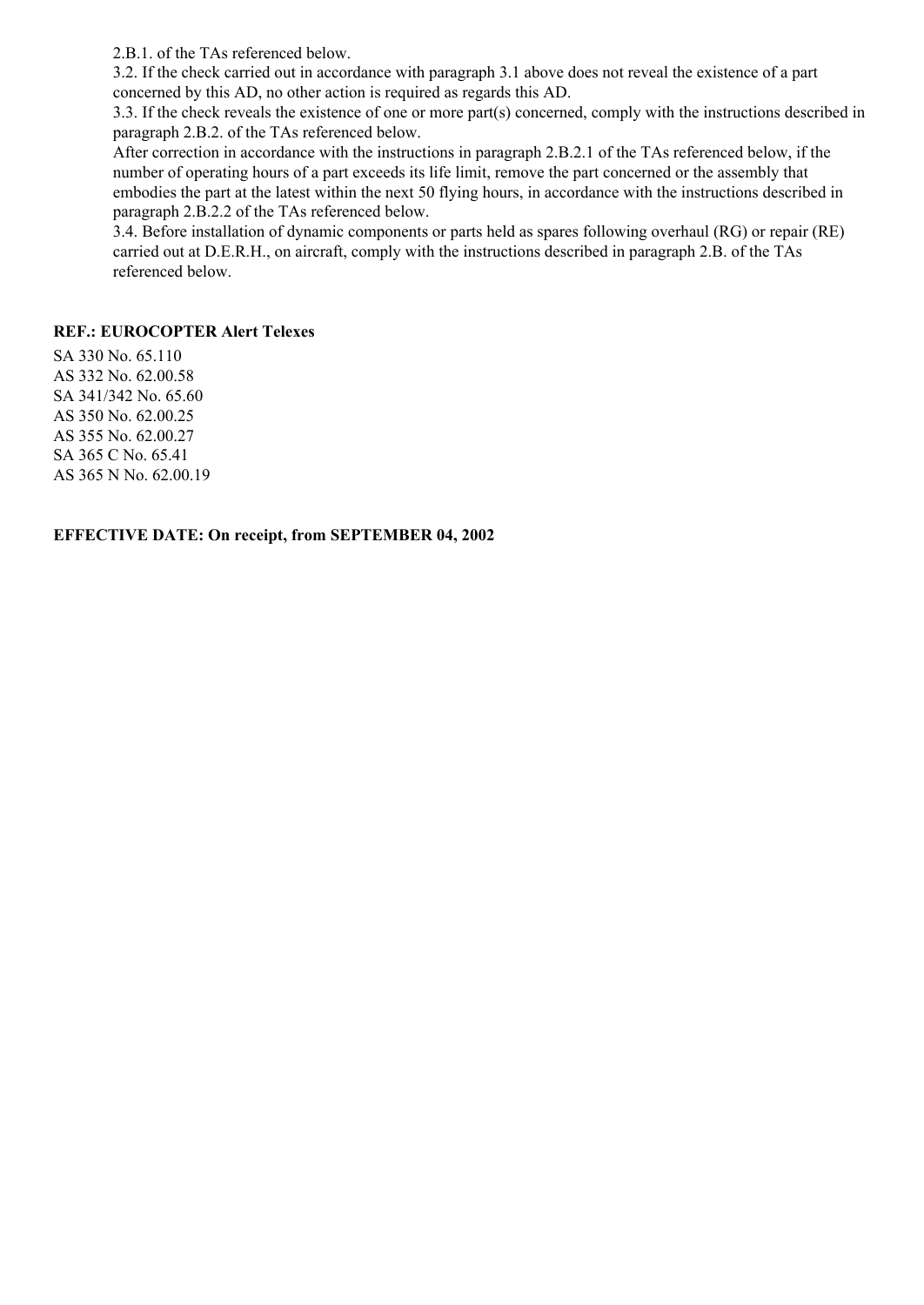2.B.1. of the TAs referenced below.

3.2. If the check carried out in accordance with paragraph 3.1 above does not reveal the existence of a part concerned by this AD, no other action is required as regards this AD.

3.3. If the check reveals the existence of one or more part(s) concerned, comply with the instructions described in paragraph 2.B.2. of the TAs referenced below.

After correction in accordance with the instructions in paragraph 2.B.2.1 of the TAs referenced below, if the number of operating hours of a part exceeds its life limit, remove the part concerned or the assembly that embodies the part at the latest within the next 50 flying hours, in accordance with the instructions described in paragraph 2.B.2.2 of the TAs referenced below.

3.4. Before installation of dynamic components or parts held as spares following overhaul (RG) or repair (RE) carried out at D.E.R.H., on aircraft, comply with the instructions described in paragraph 2.B. of the TAs referenced below.

**REF.: EUROCOPTER Alert Telexes**

SA 330 No. 65.110
AS 332 No. 62.00.58
SA 341/342 No. 65.60
AS 350 No. 62.00.25
AS 355 No. 62.00.27
SA 365 C No. 65.41
AS 365 N No. 62.00.19

**EFFECTIVE DATE: On receipt, from SEPTEMBER 04, 2002**